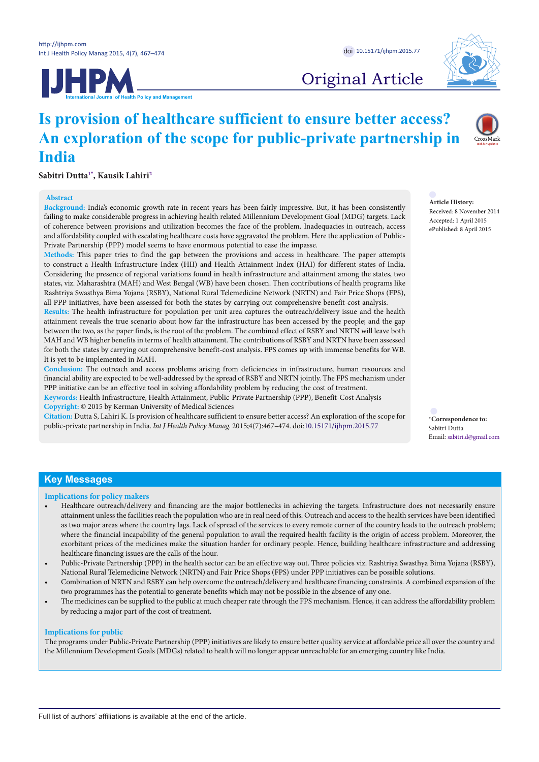Original Article

# Is provision of healthcare sufficient to ensure better access? An exploration of the scope for public-private partnership in India

**Sabitri Dutta[1*], Kausik Lahiri[2]**

## Abstract

**Background:** India's economic growth rate in recent years has been fairly impressive. But, it has been consistently failing to make considerable progress in achieving health related Millennium Development Goal (MDG) targets. Lack of coherence between provisions and utilization becomes the face of the problem. Inadequacies in outreach, access and affordability coupled with escalating healthcare costs have aggravated the problem. Here the application of Public-Private Partnership (PPP) model seems to have enormous potential to ease the impasse.

**Methods:** This paper tries to find the gap between the provisions and access in healthcare. The paper attempts to construct a Health Infrastructure Index (HII) and Health Attainment Index (HAI) for different states of India. Considering the presence of regional variations found in health infrastructure and attainment among the states, two states, viz. Maharashtra (MAH) and West Bengal (WB) have been chosen. Then contributions of health programs like Rashtriya Swasthya Bima Yojana (RSBY), National Rural Telemedicine Network (NRTN) and Fair Price Shops (FPS), all PPP initiatives, have been assessed for both the states by carrying out comprehensive benefit-cost analysis.

**Results:** The health infrastructure for population per unit area captures the outreach/delivery issue and the health attainment reveals the true scenario about how far the infrastructure has been accessed by the people; and the gap between the two, as the paper finds, is the root of the problem. The combined effect of RSBY and NRTN will leave both MAH and WB higher benefits in terms of health attainment. The contributions of RSBY and NRTN have been assessed for both the states by carrying out comprehensive benefit-cost analysis. FPS comes up with immense benefits for WB. It is yet to be implemented in MAH.

**Conclusion:** The outreach and access problems arising from deficiencies in infrastructure, human resources and financial ability are expected to be well-addressed by the spread of RSBY and NRTN jointly. The FPS mechanism under PPP initiative can be an effective tool in solving affordability problem by reducing the cost of treatment.

**Keywords:** Health Infrastructure, Health Attainment, Public-Private Partnership (PPP), Benefit-Cost Analysis

**Copyright:** © 2015 by Kerman University of Medical Sciences

**Citation:** Dutta S, Lahiri K. Is provision of healthcare sufficient to ensure better access? An exploration of the scope for public-private partnership in India. *Int J Health Policy Manag.* 2015;4(7):467–474. doi:10.15171/ijhpm.2015.77

**Article History:**
Received: 8 November 2014
Accepted: 1 April 2015
ePublished: 8 April 2015

*Correspondence to:
Sabitri Dutta
Email: sabitri.d@gmail.com

## Key Messages

### Implications for policy makers

- Healthcare outreach/delivery and financing are the major bottlenecks in achieving the targets. Infrastructure does not necessarily ensure attainment unless the facilities reach the population who are in real need of this. Outreach and access to the health services have been identified as two major areas where the country lags. Lack of spread of the services to every remote corner of the country leads to the outreach problem; where the financial incapability of the general population to avail the required health facility is the origin of access problem. Moreover, the exorbitant prices of the medicines make the situation harder for ordinary people. Hence, building healthcare infrastructure and addressing healthcare financing issues are the calls of the hour.
- Public-Private Partnership (PPP) in the health sector can be an effective way out. Three policies viz. Rashtriya Swasthya Bima Yojana (RSBY), National Rural Telemedicine Network (NRTN) and Fair Price Shops (FPS) under PPP initiatives can be possible solutions.
- Combination of NRTN and RSBY can help overcome the outreach/delivery and healthcare financing constraints. A combined expansion of the two programmes has the potential to generate benefits which may not be possible in the absence of any one.
- The medicines can be supplied to the public at much cheaper rate through the FPS mechanism. Hence, it can address the affordability problem by reducing a major part of the cost of treatment.

### Implications for public

The programs under Public-Private Partnership (PPP) initiatives are likely to ensure better quality service at affordable price all over the country and the Millennium Development Goals (MDGs) related to health will no longer appear unreachable for an emerging country like India.

Full list of authors' affiliations is available at the end of the article.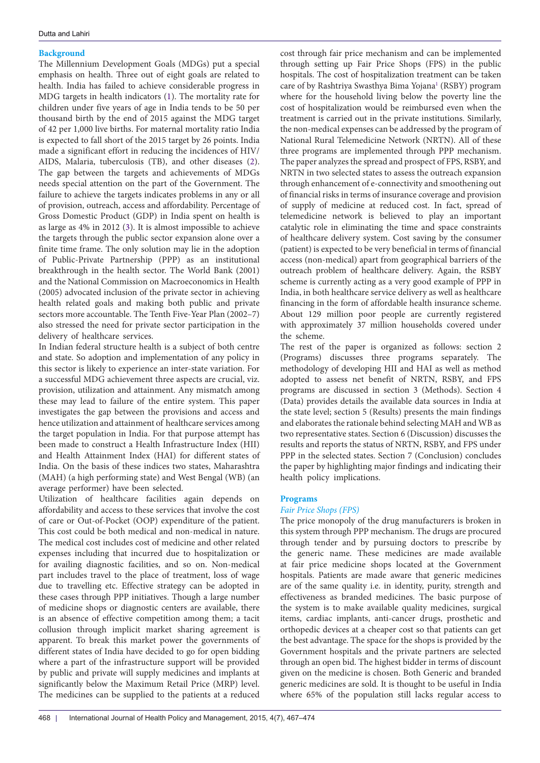## Background

The Millennium Development Goals (MDGs) put a special emphasis on health. Three out of eight goals are related to health. India has failed to achieve considerable progress in MDG targets in health indicators (1). The mortality rate for children under five years of age in India tends to be 50 per thousand birth by the end of 2015 against the MDG target of 42 per 1,000 live births. For maternal mortality ratio India is expected to fall short of the 2015 target by 26 points. India made a significant effort in reducing the incidences of HIV/AIDS, Malaria, tuberculosis (TB), and other diseases (2). The gap between the targets and achievements of MDGs needs special attention on the part of the Government. The failure to achieve the targets indicates problems in any or all of provision, outreach, access and affordability. Percentage of Gross Domestic Product (GDP) in India spent on health is as large as 4% in 2012 (3). It is almost impossible to achieve the targets through the public sector expansion alone over a finite time frame. The only solution may lie in the adoption of Public-Private Partnership (PPP) as an institutional breakthrough in the health sector. The World Bank (2001) and the National Commission on Macroeconomics in Health (2005) advocated inclusion of the private sector in achieving health related goals and making both public and private sectors more accountable. The Tenth Five-Year Plan (2002–7) also stressed the need for private sector participation in the delivery of healthcare services.

In Indian federal structure health is a subject of both centre and state. So adoption and implementation of any policy in this sector is likely to experience an inter-state variation. For a successful MDG achievement three aspects are crucial, viz. provision, utilization and attainment. Any mismatch among these may lead to failure of the entire system. This paper investigates the gap between the provisions and access and hence utilization and attainment of healthcare services among the target population in India. For that purpose attempt has been made to construct a Health Infrastructure Index (HII) and Health Attainment Index (HAI) for different states of India. On the basis of these indices two states, Maharashtra (MAH) (a high performing state) and West Bengal (WB) (an average performer) have been selected.

Utilization of healthcare facilities again depends on affordability and access to these services that involve the cost of care or Out-of-Pocket (OOP) expenditure of the patient. This cost could be both medical and non-medical in nature. The medical cost includes cost of medicine and other related expenses including that incurred due to hospitalization or for availing diagnostic facilities, and so on. Non-medical part includes travel to the place of treatment, loss of wage due to travelling etc. Effective strategy can be adopted in these cases through PPP initiatives. Though a large number of medicine shops or diagnostic centers are available, there is an absence of effective competition among them; a tacit collusion through implicit market sharing agreement is apparent. To break this market power the governments of different states of India have decided to go for open bidding where a part of the infrastructure support will be provided by public and private will supply medicines and implants at significantly below the Maximum Retail Price (MRP) level. The medicines can be supplied to the patients at a reduced cost through fair price mechanism and can be implemented through setting up Fair Price Shops (FPS) in the public hospitals. The cost of hospitalization treatment can be taken care of by Rashtriya Swasthya Bima Yojana[1] (RSBY) program where for the household living below the poverty line the cost of hospitalization would be reimbursed even when the treatment is carried out in the private institutions. Similarly, the non-medical expenses can be addressed by the program of National Rural Telemedicine Network (NRTN). All of these three programs are implemented through PPP mechanism. The paper analyzes the spread and prospect of FPS, RSBY, and NRTN in two selected states to assess the outreach expansion through enhancement of e-connectivity and smoothening out of financial risks in terms of insurance coverage and provision of supply of medicine at reduced cost. In fact, spread of telemedicine network is believed to play an important catalytic role in eliminating the time and space constraints of healthcare delivery system. Cost saving by the consumer (patient) is expected to be very beneficial in terms of financial access (non-medical) apart from geographical barriers of the outreach problem of healthcare delivery. Again, the RSBY scheme is currently acting as a very good example of PPP in India, in both healthcare service delivery as well as healthcare financing in the form of affordable health insurance scheme. About 129 million poor people are currently registered with approximately 37 million households covered under the scheme.

The rest of the paper is organized as follows: section 2 (Programs) discusses three programs separately. The methodology of developing HII and HAI as well as method adopted to assess net benefit of NRTN, RSBY, and FPS programs are discussed in section 3 (Methods). Section 4 (Data) provides details the available data sources in India at the state level; section 5 (Results) presents the main findings and elaborates the rationale behind selecting MAH and WB as two representative states. Section 6 (Discussion) discusses the results and reports the status of NRTN, RSBY, and FPS under PPP in the selected states. Section 7 (Conclusion) concludes the paper by highlighting major findings and indicating their health policy implications.

## Programs

### *Fair Price Shops (FPS)*

The price monopoly of the drug manufacturers is broken in this system through PPP mechanism. The drugs are procured through tender and by pursuing doctors to prescribe by the generic name. These medicines are made available at fair price medicine shops located at the Government hospitals. Patients are made aware that generic medicines are of the same quality i.e. in identity, purity, strength and effectiveness as branded medicines. The basic purpose of the system is to make available quality medicines, surgical items, cardiac implants, anti-cancer drugs, prosthetic and orthopedic devices at a cheaper cost so that patients can get the best advantage. The space for the shops is provided by the Government hospitals and the private partners are selected through an open bid. The highest bidder in terms of discount given on the medicine is chosen. Both Generic and branded generic medicines are sold. It is thought to be useful in India where 65% of the population still lacks regular access to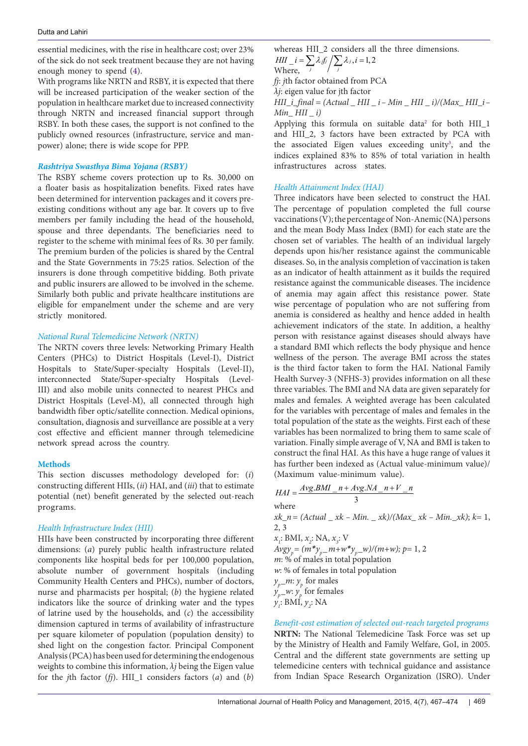essential medicines, with the rise in healthcare cost; over 23% of the sick do not seek treatment because they are not having enough money to spend (4).

With programs like NRTN and RSBY, it is expected that there will be increased participation of the weaker section of the population in healthcare market due to increased connectivity through NRTN and increased financial support through RSBY. In both these cases, the support is not confined to the publicly owned resources (infrastructure, service and manpower) alone; there is wide scope for PPP.

### *Rashtriya Swasthya Bima Yojana (RSBY)*

The RSBY scheme covers protection up to Rs. 30,000 on a floater basis as hospitalization benefits. Fixed rates have been determined for intervention packages and it covers pre-existing conditions without any age bar. It covers up to five members per family including the head of the household, spouse and three dependants. The beneficiaries need to register to the scheme with minimal fees of Rs. 30 per family. The premium burden of the policies is shared by the Central and the State Governments in 75:25 ratios. Selection of the insurers is done through competitive bidding. Both private and public insurers are allowed to be involved in the scheme. Similarly both public and private healthcare institutions are eligible for empanelment under the scheme and are very strictly monitored.

### *National Rural Telemedicine Network (NRTN)*

The NRTN covers three levels: Networking Primary Health Centers (PHCs) to District Hospitals (Level-I), District Hospitals to State/Super-specialty Hospitals (Level-II), interconnected State/Super-specialty Hospitals (Level-III) and also mobile units connected to nearest PHCs and District Hospitals (Level-M), all connected through high bandwidth fiber optic/satellite connection. Medical opinions, consultation, diagnosis and surveillance are possible at a very cost effective and efficient manner through telemedicine network spread across the country.

## Methods

This section discusses methodology developed for: (*i*) constructing different HIIs, (*ii*) HAI, and (*iii*) that to estimate potential (net) benefit generated by the selected out-reach programs.

### *Health Infrastructure Index (HII)*

HIIs have been constructed by incorporating three different dimensions: (*a*) purely public health infrastructure related components like hospital beds for per 100,000 population, absolute number of government hospitals (including Community Health Centers and PHCs), number of doctors, nurse and pharmacists per hospital; (*b*) the hygiene related indicators like the source of drinking water and the types of latrine used by the households, and (*c*) the accessibility dimension captured in terms of availability of infrastructure per square kilometer of population (population density) to shed light on the congestion factor. Principal Component Analysis (PCA) has been used for determining the endogenous weights to combine this information, $\lambda j$ being the Eigen value for the *j*th factor ($fj$). HII_1 considers factors (*a*) and (*b*) whereas HII_2 considers all the three dimensions.

$$HII\_i = \sum_j \lambda_j f_j \Big/ \sum_j \lambda_j, i = 1, 2$$

Where,

$fj$: *j*th factor obtained from PCA

$\lambda j$: eigen value for jth factor

$HII\_i\_final = (Actual\_HII\_i - Min\_HII\_i)/(Max\_HII\_i - Min\_HII\_i)$

Applying this formula on suitable data[2] for both HII_1 and HII_2, 3 factors have been extracted by PCA with the associated Eigen values exceeding unity[3], and the indices explained 83% to 85% of total variation in health infrastructures across states.

### *Health Attainment Index (HAI)*

Three indicators have been selected to construct the HAI. The percentage of population completed the full course vaccinations (V); the percentage of Non-Anemic (NA) persons and the mean Body Mass Index (BMI) for each state are the chosen set of variables. The health of an individual largely depends upon his/her resistance against the communicable diseases. So, in the analysis completion of vaccination is taken as an indicator of health attainment as it builds the required resistance against the communicable diseases. The incidence of anemia may again affect this resistance power. State wise percentage of population who are not suffering from anemia is considered as healthy and hence added in health achievement indicators of the state. In addition, a healthy person with resistance against diseases should always have a standard BMI which reflects the body physique and hence wellness of the person. The average BMI across the states is the third factor taken to form the HAI. National Family Health Survey-3 (NFHS-3) provides information on all these three variables. The BMI and NA data are given separately for males and females. A weighted average has been calculated for the variables with percentage of males and females in the total population of the state as the weights. First each of these variables has been normalized to bring them to same scale of variation. Finally simple average of V, NA and BMI is taken to construct the final HAI. As this have a huge range of values it has further been indexed as (Actual value-minimum value)/(Maximum value-minimum value).

$$HAI = \frac{Avg.BMI\_n + Avg.NA\_n + V\_n}{3}$$

where

$xk\_n = (Actual\_xk - Min.\_xk)/(Max\_xk - Min.\_xk)$; $k = 1, 2, 3$

$x_1$: BMI, $x_2$: NA, $x_3$: V

$Avgy_p = (m{*}y_p\_m + w{*}y_p\_w)/(m+w)$; $p = 1, 2$

$m$: % of males in total population

$w$: % of females in total population

$y_p\_m$: $y_p$ for males

$y_p\_w$: $y_p$ for females

$y_1$: BMI, $y_2$: NA

### *Benefit-cost estimation of selected out-reach targeted programs*

**NRTN:** The National Telemedicine Task Force was set up by the Ministry of Health and Family Welfare, GoI, in 2005. Central and the different state governments are setting up telemedicine centers with technical guidance and assistance from Indian Space Research Organization (ISRO). Under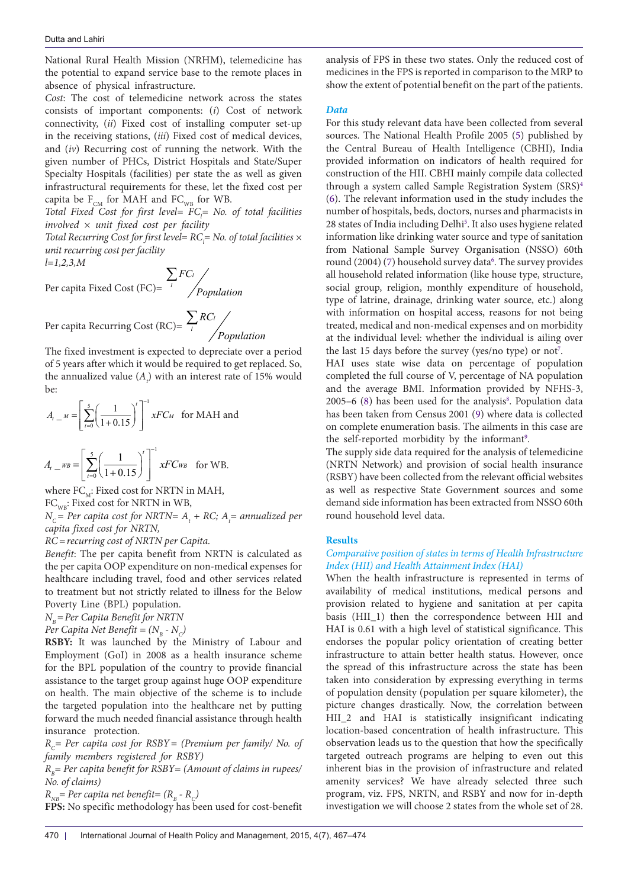National Rural Health Mission (NRHM), telemedicine has the potential to expand service base to the remote places in absence of physical infrastructure.

*Cost*: The cost of telemedicine network across the states consists of important components: (*i*) Cost of network connectivity, (*ii*) Fixed cost of installing computer set-up in the receiving stations, (*iii*) Fixed cost of medical devices, and (*iv*) Recurring cost of running the network. With the given number of PHCs, District Hospitals and State/Super Specialty Hospitals (facilities) per state the as well as given infrastructural requirements for these, let the fixed cost per capita be $F_{CM}$ for MAH and $FC_{WB}$ for WB.

*Total Fixed Cost for first level= $FC_l$= No. of total facilities involved × unit fixed cost per facility*

*Total Recurring Cost for first level= $RC_l$= No. of total facilities × unit recurring cost per facility*

*l=1,2,3,M*

$$\text{Per capita Fixed Cost (FC)=} \sum_l FC_l \Big/ Population$$

$$\text{Per capita Recurring Cost (RC)=} \sum_l RC_l \Big/ Population$$

The fixed investment is expected to depreciate over a period of 5 years after which it would be required to get replaced. So, the annualized value ($A_t$) with an interest rate of 15% would be:

$$A_{t\_M} = \left[\sum_{t=0}^{5}\left(\frac{1}{1+0.15}\right)^{t}\right]^{-1} xFC_M \quad \text{for MAH and}$$

$$A_{t\_WB} = \left[\sum_{t=0}^{5}\left(\frac{1}{1+0.15}\right)^{t}\right]^{-1} xFC_{WB} \quad \text{for WB.}$$

where $FC_M$: Fixed cost for NRTN in MAH,

$FC_{WB}$: Fixed cost for NRTN in WB,

*$N_C$= Per capita cost for NRTN= $A_t$ + RC; $A_t$= annualized per capita fixed cost for NRTN,*

*RC=recurring cost of NRTN per Capita.*

*Benefit*: The per capita benefit from NRTN is calculated as the per capita OOP expenditure on non-medical expenses for healthcare including travel, food and other services related to treatment but not strictly related to illness for the Below Poverty Line (BPL) population.

*$N_B$=Per Capita Benefit for NRTN*

*Per Capita Net Benefit = ($N_B$ - $N_C$)*

**RSBY:** It was launched by the Ministry of Labour and Employment (GoI) in 2008 as a health insurance scheme for the BPL population of the country to provide financial assistance to the target group against huge OOP expenditure on health. The main objective of the scheme is to include the targeted population into the healthcare net by putting forward the much needed financial assistance through health insurance protection.

*$R_C$= Per capita cost for RSBY= (Premium per family/ No. of family members registered for RSBY)*

*$R_B$= Per capita benefit for RSBY= (Amount of claims in rupees/ No. of claims)*

*$R_{NB}$= Per capita net benefit= ($R_B$ - $R_C$)*

**FPS:** No specific methodology has been used for cost-benefit analysis of FPS in these two states. Only the reduced cost of medicines in the FPS is reported in comparison to the MRP to show the extent of potential benefit on the part of the patients.

### *Data*

For this study relevant data have been collected from several sources. The National Health Profile 2005 (5) published by the Central Bureau of Health Intelligence (CBHI), India provided information on indicators of health required for construction of the HII. CBHI mainly compile data collected through a system called Sample Registration System (SRS)[4] (6). The relevant information used in the study includes the number of hospitals, beds, doctors, nurses and pharmacists in 28 states of India including Delhi[5]. It also uses hygiene related information like drinking water source and type of sanitation from National Sample Survey Organisation (NSSO) 60th round (2004) (7) household survey data[6]. The survey provides all household related information (like house type, structure, social group, religion, monthly expenditure of household, type of latrine, drainage, drinking water source, etc.) along with information on hospital access, reasons for not being treated, medical and non-medical expenses and on morbidity at the individual level: whether the individual is ailing over the last 15 days before the survey (yes/no type) or not[7].

HAI uses state wise data on percentage of population completed the full course of V, percentage of NA population and the average BMI. Information provided by NFHS-3, 2005–6 (8) has been used for the analysis[8]. Population data has been taken from Census 2001 (9) where data is collected on complete enumeration basis. The ailments in this case are the self-reported morbidity by the informant[9].

The supply side data required for the analysis of telemedicine (NRTN Network) and provision of social health insurance (RSBY) have been collected from the relevant official websites as well as respective State Government sources and some demand side information has been extracted from NSSO 60th round household level data.

## Results

### *Comparative position of states in terms of Health Infrastructure Index (HII) and Health Attainment Index (HAI)*

When the health infrastructure is represented in terms of availability of medical institutions, medical persons and provision related to hygiene and sanitation at per capita basis (HII_1) then the correspondence between HII and HAI is 0.61 with a high level of statistical significance. This endorses the popular policy orientation of creating better infrastructure to attain better health status. However, once the spread of this infrastructure across the state has been taken into consideration by expressing everything in terms of population density (population per square kilometer), the picture changes drastically. Now, the correlation between HII_2 and HAI is statistically insignificant indicating location-based concentration of health infrastructure. This observation leads us to the question that how the specifically targeted outreach programs are helping to even out this inherent bias in the provision of infrastructure and related amenity services? We have already selected three such program, viz. FPS, NRTN, and RSBY and now for in-depth investigation we will choose 2 states from the whole set of 28.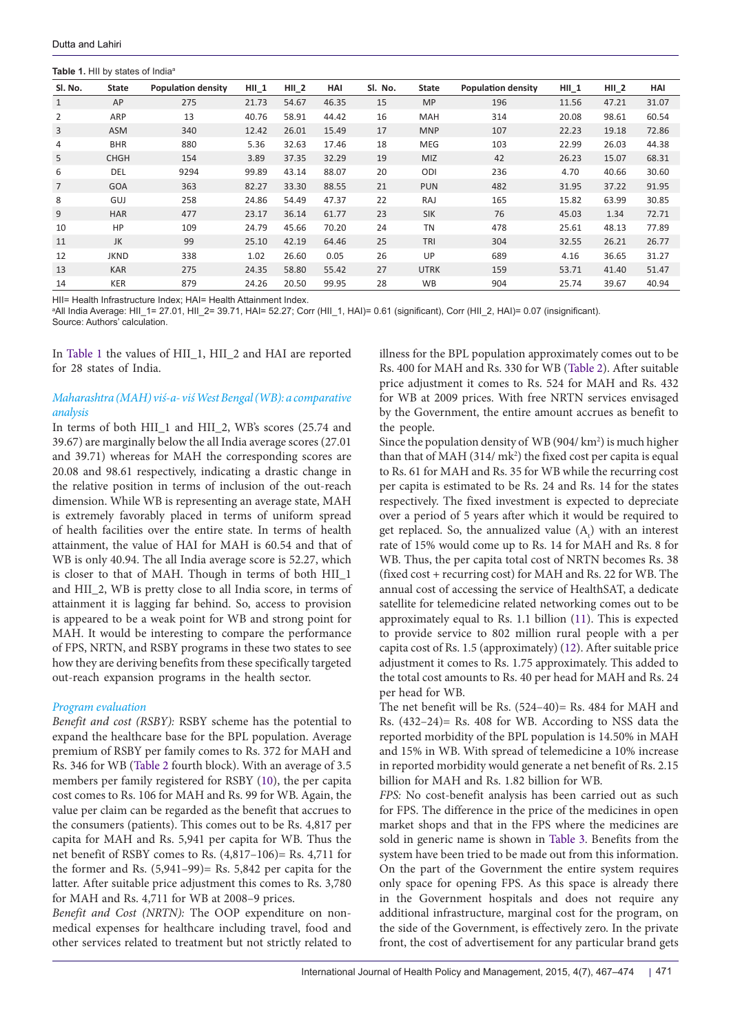**Table 1.** HII by states of India[a]

| Sl. No. | State | Population density | HII_1 | HII_2 | HAI | Sl. No. | State | Population density | HII_1 | HII_2 | HAI |
|---|---|---|---|---|---|---|---|---|---|---|---|
| 1 | AP | 275 | 21.73 | 54.67 | 46.35 | 15 | MP | 196 | 11.56 | 47.21 | 31.07 |
| 2 | ARP | 13 | 40.76 | 58.91 | 44.42 | 16 | MAH | 314 | 20.08 | 98.61 | 60.54 |
| 3 | ASM | 340 | 12.42 | 26.01 | 15.49 | 17 | MNP | 107 | 22.23 | 19.18 | 72.86 |
| 4 | BHR | 880 | 5.36 | 32.63 | 17.46 | 18 | MEG | 103 | 22.99 | 26.03 | 44.38 |
| 5 | CHGH | 154 | 3.89 | 37.35 | 32.29 | 19 | MIZ | 42 | 26.23 | 15.07 | 68.31 |
| 6 | DEL | 9294 | 99.89 | 43.14 | 88.07 | 20 | ODI | 236 | 4.70 | 40.66 | 30.60 |
| 7 | GOA | 363 | 82.27 | 33.30 | 88.55 | 21 | PUN | 482 | 31.95 | 37.22 | 91.95 |
| 8 | GUJ | 258 | 24.86 | 54.49 | 47.37 | 22 | RAJ | 165 | 15.82 | 63.99 | 30.85 |
| 9 | HAR | 477 | 23.17 | 36.14 | 61.77 | 23 | SIK | 76 | 45.03 | 1.34 | 72.71 |
| 10 | HP | 109 | 24.79 | 45.66 | 70.20 | 24 | TN | 478 | 25.61 | 48.13 | 77.89 |
| 11 | JK | 99 | 25.10 | 42.19 | 64.46 | 25 | TRI | 304 | 32.55 | 26.21 | 26.77 |
| 12 | JKND | 338 | 1.02 | 26.60 | 0.05 | 26 | UP | 689 | 4.16 | 36.65 | 31.27 |
| 13 | KAR | 275 | 24.35 | 58.80 | 55.42 | 27 | UTRK | 159 | 53.71 | 41.40 | 51.47 |
| 14 | KER | 879 | 24.26 | 20.50 | 99.95 | 28 | WB | 904 | 25.74 | 39.67 | 40.94 |

HII= Health Infrastructure Index; HAI= Health Attainment Index.
[a]All India Average: HII_1= 27.01, HII_2= 39.71, HAI= 52.27; Corr (HII_1, HAI)= 0.61 (significant), Corr (HII_2, HAI)= 0.07 (insignificant).
Source: Authors' calculation.

In Table 1 the values of HII_1, HII_2 and HAI are reported for 28 states of India.

### *Maharashtra (MAH) viś-a- viś West Bengal (WB): a comparative analysis*

In terms of both HII_1 and HII_2, WB's scores (25.74 and 39.67) are marginally below the all India average scores (27.01 and 39.71) whereas for MAH the corresponding scores are 20.08 and 98.61 respectively, indicating a drastic change in the relative position in terms of inclusion of the out-reach dimension. While WB is representing an average state, MAH is extremely favorably placed in terms of uniform spread of health facilities over the entire state. In terms of health attainment, the value of HAI for MAH is 60.54 and that of WB is only 40.94. The all India average score is 52.27, which is closer to that of MAH. Though in terms of both HII_1 and HII_2, WB is pretty close to all India score, in terms of attainment it is lagging far behind. So, access to provision is appeared to be a weak point for WB and strong point for MAH. It would be interesting to compare the performance of FPS, NRTN, and RSBY programs in these two states to see how they are deriving benefits from these specifically targeted out-reach expansion programs in the health sector.

### *Program evaluation*

*Benefit and cost (RSBY):* RSBY scheme has the potential to expand the healthcare base for the BPL population. Average premium of RSBY per family comes to Rs. 372 for MAH and Rs. 346 for WB (Table 2 fourth block). With an average of 3.5 members per family registered for RSBY (10), the per capita cost comes to Rs. 106 for MAH and Rs. 99 for WB. Again, the value per claim can be regarded as the benefit that accrues to the consumers (patients). This comes out to be Rs. 4,817 per capita for MAH and Rs. 5,941 per capita for WB. Thus the net benefit of RSBY comes to Rs. (4,817–106)= Rs. 4,711 for the former and Rs. (5,941–99)= Rs. 5,842 per capita for the latter. After suitable price adjustment this comes to Rs. 3,780 for MAH and Rs. 4,711 for WB at 2008–9 prices.

*Benefit and Cost (NRTN):* The OOP expenditure on non-medical expenses for healthcare including travel, food and other services related to treatment but not strictly related to illness for the BPL population approximately comes out to be Rs. 400 for MAH and Rs. 330 for WB (Table 2). After suitable price adjustment it comes to Rs. 524 for MAH and Rs. 432 for WB at 2009 prices. With free NRTN services envisaged by the Government, the entire amount accrues as benefit to the people.

Since the population density of WB (904/ km$^2$) is much higher than that of MAH (314/ mk$^2$) the fixed cost per capita is equal to Rs. 61 for MAH and Rs. 35 for WB while the recurring cost per capita is estimated to be Rs. 24 and Rs. 14 for the states respectively. The fixed investment is expected to depreciate over a period of 5 years after which it would be required to get replaced. So, the annualized value ($A_t$) with an interest rate of 15% would come up to Rs. 14 for MAH and Rs. 8 for WB. Thus, the per capita total cost of NRTN becomes Rs. 38 (fixed cost + recurring cost) for MAH and Rs. 22 for WB. The annual cost of accessing the service of HealthSAT, a dedicate satellite for telemedicine related networking comes out to be approximately equal to Rs. 1.1 billion (11). This is expected to provide service to 802 million rural people with a per capita cost of Rs. 1.5 (approximately) (12). After suitable price adjustment it comes to Rs. 1.75 approximately. This added to the total cost amounts to Rs. 40 per head for MAH and Rs. 24 per head for WB.

The net benefit will be Rs. (524–40)= Rs. 484 for MAH and Rs. (432–24)= Rs. 408 for WB. According to NSS data the reported morbidity of the BPL population is 14.50% in MAH and 15% in WB. With spread of telemedicine a 10% increase in reported morbidity would generate a net benefit of Rs. 2.15 billion for MAH and Rs. 1.82 billion for WB.

*FPS:* No cost-benefit analysis has been carried out as such for FPS. The difference in the price of the medicines in open market shops and that in the FPS where the medicines are sold in generic name is shown in Table 3. Benefits from the system have been tried to be made out from this information. On the part of the Government the entire system requires only space for opening FPS. As this space is already there in the Government hospitals and does not require any additional infrastructure, marginal cost for the program, on the side of the Government, is effectively zero. In the private front, the cost of advertisement for any particular brand gets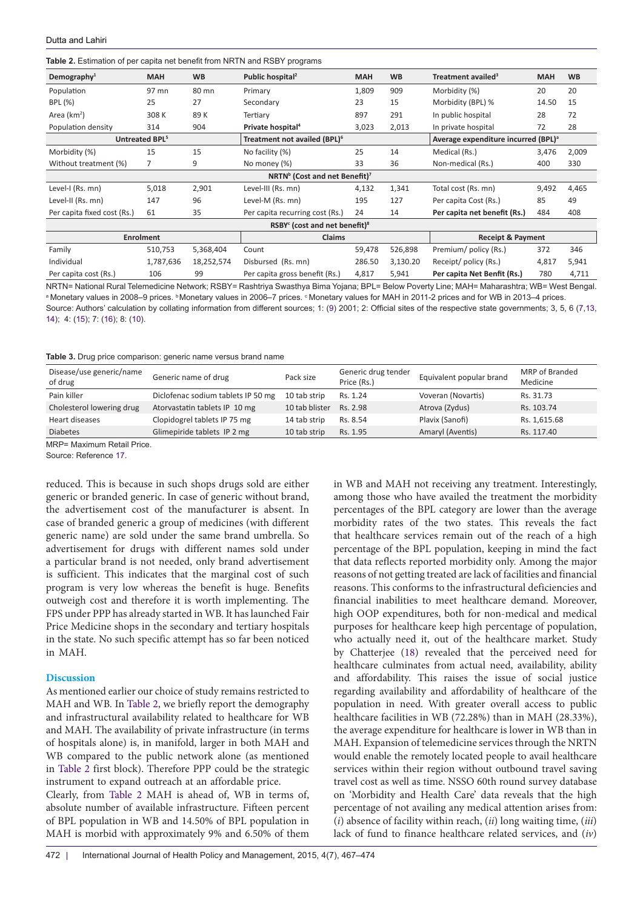**Table 2.** Estimation of per capita net benefit from NRTN and RSBY programs

| Demography[1] | MAH | WB | Public hospital[2] | MAH | WB | Treatment availed[3] | MAH | WB |
|---|---|---|---|---|---|---|---|---|
| Population | 97 mn | 80 mn | Primary | 1,809 | 909 | Morbidity (%) | 20 | 20 |
| BPL (%) | 25 | 27 | Secondary | 23 | 15 | Morbidity (BPL) % | 14.50 | 15 |
| Area (km$^2$) | 308 K | 89 K | Tertiary | 897 | 291 | In public hospital | 28 | 72 |
| Population density | 314 | 904 | **Private hospital[4]** | 3,023 | 2,013 | In private hospital | 72 | 28 |
| **Untreated BPL[5]** | | | **Treatment not availed (BPL)[6]** | | | **Average expenditure incurred (BPL)[a]** | | |
| Morbidity (%) | 15 | 15 | No facility (%) | 25 | 14 | Medical (Rs.) | 3,476 | 2,009 |
| Without treatment (%) | 7 | 9 | No money (%) | 33 | 36 | Non-medical (Rs.) | 400 | 330 |
| **NRTN[b] (Cost and net Benefit)[7]** | | | | | | | | |
| Level-I (Rs. mn) | 5,018 | 2,901 | Level-III (Rs. mn) | 4,132 | 1,341 | Total cost (Rs. mn) | 9,492 | 4,465 |
| Level-II (Rs. mn) | 147 | 96 | Level-M (Rs. mn) | 195 | 127 | Per capita Cost (Rs.) | 85 | 49 |
| Per capita fixed cost (Rs.) | 61 | 35 | Per capita recurring cost (Rs.) | 24 | 14 | **Per capita net benefit (Rs.)** | 484 | 408 |
| **RSBY[c] (cost and net benefit)[8]** | | | | | | | | |
| **Enrolment** | | | **Claims** | | | **Receipt & Payment** | | |
| Family | 510,753 | 5,368,404 | Count | 59,478 | 526,898 | Premium/ policy (Rs.) | 372 | 346 |
| Individual | 1,787,636 | 18,252,574 | Disbursed (Rs. mn) | 286.50 | 3,130.20 | Receipt/ policy (Rs.) | 4,817 | 5,941 |
| Per capita cost (Rs.) | 106 | 99 | Per capita gross benefit (Rs.) | 4,817 | 5,941 | **Per capita Net Benfit (Rs.)** | 780 | 4,711 |

NRTN= National Rural Telemedicine Network; RSBY= Rashtriya Swastha Bima Yojana; BPL= Below Poverty Line; MAH= Maharashtra; WB= West Bengal.
[a] Monetary values in 2008–9 prices. [b] Monetary values in 2006–7 prices. [c] Monetary values for MAH in 2011-2 prices and for WB in 2013–4 prices.
Source: Authors' calculation by collating information from different sources; 1: (9) 2001; 2: Official sites of the respective state governments; 3, 5, 6 (7,13, 14); 4: (15); 7: (16); 8: (10).

**Table 3.** Drug price comparison: generic name versus brand name

| Disease/use generic/name of drug | Generic name of drug | Pack size | Generic drug tender Price (Rs.) | Equivalent popular brand | MRP of Branded Medicine |
|---|---|---|---|---|---|
| Pain killer | Diclofenac sodium tablets IP 50 mg | 10 tab strip | Rs. 1.24 | Voveran (Novartis) | Rs. 31.73 |
| Cholesterol lowering drug | Atorvastatin tablets IP 10 mg | 10 tab blister | Rs. 2.98 | Atrova (Zydus) | Rs. 103.74 |
| Heart diseases | Clopidogrel tablets IP 75 mg | 14 tab strip | Rs. 8.54 | Plavix (Sanofi) | Rs. 1,615.68 |
| Diabetes | Glimepiride tablets IP 2 mg | 10 tab strip | Rs. 1.95 | Amaryl (Aventis) | Rs. 117.40 |

MRP= Maximum Retail Price.
Source: Reference 17.

reduced. This is because in such shops drugs sold are either generic or branded generic. In case of generic without brand, the advertisement cost of the manufacturer is absent. In case of branded generic a group of medicines (with different generic name) are sold under the same brand umbrella. So advertisement for drugs with different names sold under a particular brand is not needed, only brand advertisement is sufficient. This indicates that the marginal cost of such program is very low whereas the benefit is huge. Benefits outweigh cost and therefore it is worth implementing. The FPS under PPP has already started in WB. It has launched Fair Price Medicine shops in the secondary and tertiary hospitals in the state. No such specific attempt has so far been noticed in MAH.

## Discussion

As mentioned earlier our choice of study remains restricted to MAH and WB. In Table 2, we briefly report the demography and infrastructural availability related to healthcare for WB and MAH. The availability of private infrastructure (in terms of hospitals alone) is, in manifold, larger in both MAH and WB compared to the public network alone (as mentioned in Table 2 first block). Therefore PPP could be the strategic instrument to expand outreach at an affordable price.

Clearly, from Table 2 MAH is ahead of, WB in terms of, absolute number of available infrastructure. Fifteen percent of BPL population in WB and 14.50% of BPL population in MAH is morbid with approximately 9% and 6.50% of them in WB and MAH not receiving any treatment. Interestingly, among those who have availed the treatment the morbidity percentages of the BPL category are lower than the average morbidity rates of the two states. This reveals the fact that healthcare services remain out of the reach of a high percentage of the BPL population, keeping in mind the fact that data reflects reported morbidity only. Among the major reasons of not getting treated are lack of facilities and financial reasons. This conforms to the infrastructural deficiencies and financial inabilities to meet healthcare demand. Moreover, high OOP expenditures, both for non-medical and medical purposes for healthcare keep high percentage of population, who actually need it, out of the healthcare market. Study by Chatterjee (18) revealed that the perceived need for healthcare culminates from actual need, availability, ability and affordability. This raises the issue of social justice regarding availability and affordability of healthcare of the population in need. With greater overall access to public healthcare facilities in WB (72.28%) than in MAH (28.33%), the average expenditure for healthcare is lower in WB than in MAH. Expansion of telemedicine services through the NRTN would enable the remotely located people to avail healthcare services within their region without outbound travel saving travel cost as well as time. NSSO 60th round survey database on 'Morbidity and Health Care' data reveals that the high percentage of not availing any medical attention arises from: (*i*) absence of facility within reach, (*ii*) long waiting time, (*iii*) lack of fund to finance healthcare related services, and (*iv*)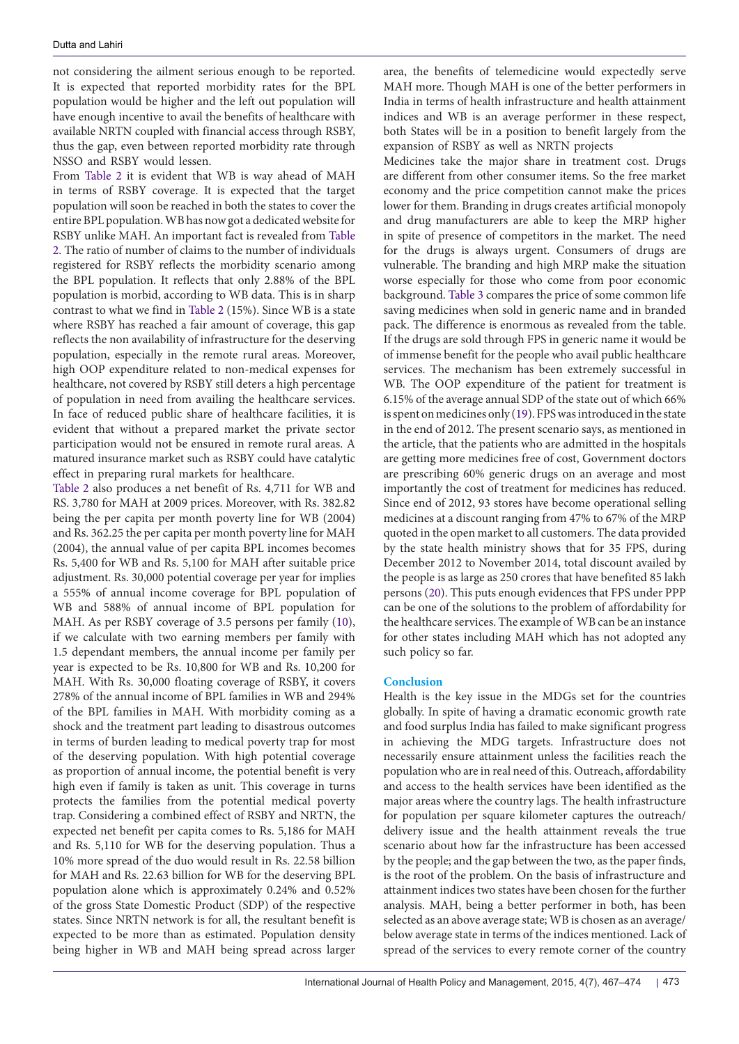not considering the ailment serious enough to be reported. It is expected that reported morbidity rates for the BPL population would be higher and the left out population will have enough incentive to avail the benefits of healthcare with available NRTN coupled with financial access through RSBY, thus the gap, even between reported morbidity rate through NSSO and RSBY would lessen.

From Table 2 it is evident that WB is way ahead of MAH in terms of RSBY coverage. It is expected that the target population will soon be reached in both the states to cover the entire BPL population. WB has now got a dedicated website for RSBY unlike MAH. An important fact is revealed from Table 2. The ratio of number of claims to the number of individuals registered for RSBY reflects the morbidity scenario among the BPL population. It reflects that only 2.88% of the BPL population is morbid, according to WB data. This is in sharp contrast to what we find in Table 2 (15%). Since WB is a state where RSBY has reached a fair amount of coverage, this gap reflects the non availability of infrastructure for the deserving population, especially in the remote rural areas. Moreover, high OOP expenditure related to non-medical expenses for healthcare, not covered by RSBY still deters a high percentage of population in need from availing the healthcare services. In face of reduced public share of healthcare facilities, it is evident that without a prepared market the private sector participation would not be ensured in remote rural areas. A matured insurance market such as RSBY could have catalytic effect in preparing rural markets for healthcare.

Table 2 also produces a net benefit of Rs. 4,711 for WB and RS. 3,780 for MAH at 2009 prices. Moreover, with Rs. 382.82 being the per capita per month poverty line for WB (2004) and Rs. 362.25 the per capita per month poverty line for MAH (2004), the annual value of per capita BPL incomes becomes Rs. 5,400 for WB and Rs. 5,100 for MAH after suitable price adjustment. Rs. 30,000 potential coverage per year for implies a 555% of annual income coverage for BPL population of WB and 588% of annual income of BPL population for MAH. As per RSBY coverage of 3.5 persons per family (10), if we calculate with two earning members per family with 1.5 dependant members, the annual income per family per year is expected to be Rs. 10,800 for WB and Rs. 10,200 for MAH. With Rs. 30,000 floating coverage of RSBY, it covers 278% of the annual income of BPL families in WB and 294% of the BPL families in MAH. With morbidity coming as a shock and the treatment part leading to disastrous outcomes in terms of burden leading to medical poverty trap for most of the deserving population. With high potential coverage as proportion of annual income, the potential benefit is very high even if family is taken as unit. This coverage in turns protects the families from the potential medical poverty trap. Considering a combined effect of RSBY and NRTN, the expected net benefit per capita comes to Rs. 5,186 for MAH and Rs. 5,110 for WB for the deserving population. Thus a 10% more spread of the duo would result in Rs. 22.58 billion for MAH and Rs. 22.63 billion for WB for the deserving BPL population alone which is approximately 0.24% and 0.52% of the gross State Domestic Product (SDP) of the respective states. Since NRTN network is for all, the resultant benefit is expected to be more than as estimated. Population density being higher in WB and MAH being spread across larger area, the benefits of telemedicine would expectedly serve MAH more. Though MAH is one of the better performers in India in terms of health infrastructure and health attainment indices and WB is an average performer in these respect, both States will be in a position to benefit largely from the expansion of RSBY as well as NRTN projects

Medicines take the major share in treatment cost. Drugs are different from other consumer items. So the free market economy and the price competition cannot make the prices lower for them. Branding in drugs creates artificial monopoly and drug manufacturers are able to keep the MRP higher in spite of presence of competitors in the market. The need for the drugs is always urgent. Consumers of drugs are vulnerable. The branding and high MRP make the situation worse especially for those who come from poor economic background. Table 3 compares the price of some common life saving medicines when sold in generic name and in branded pack. The difference is enormous as revealed from the table. If the drugs are sold through FPS in generic name it would be of immense benefit for the people who avail public healthcare services. The mechanism has been extremely successful in WB. The OOP expenditure of the patient for treatment is 6.15% of the average annual SDP of the state out of which 66% is spent on medicines only (19). FPS was introduced in the state in the end of 2012. The present scenario says, as mentioned in the article, that the patients who are admitted in the hospitals are getting more medicines free of cost, Government doctors are prescribing 60% generic drugs on an average and most importantly the cost of treatment for medicines has reduced. Since end of 2012, 93 stores have become operational selling medicines at a discount ranging from 47% to 67% of the MRP quoted in the open market to all customers. The data provided by the state health ministry shows that for 35 FPS, during December 2012 to November 2014, total discount availed by the people is as large as 250 crores that have benefited 85 lakh persons (20). This puts enough evidences that FPS under PPP can be one of the solutions to the problem of affordability for the healthcare services. The example of WB can be an instance for other states including MAH which has not adopted any such policy so far.

## Conclusion

Health is the key issue in the MDGs set for the countries globally. In spite of having a dramatic economic growth rate and food surplus India has failed to make significant progress in achieving the MDG targets. Infrastructure does not necessarily ensure attainment unless the facilities reach the population who are in real need of this. Outreach, affordability and access to the health services have been identified as the major areas where the country lags. The health infrastructure for population per square kilometer captures the outreach/delivery issue and the health attainment reveals the true scenario about how far the infrastructure has been accessed by the people; and the gap between the two, as the paper finds, is the root of the problem. On the basis of infrastructure and attainment indices two states have been chosen for the further analysis. MAH, being a better performer in both, has been selected as an above average state; WB is chosen as an average/below average state in terms of the indices mentioned. Lack of spread of the services to every remote corner of the country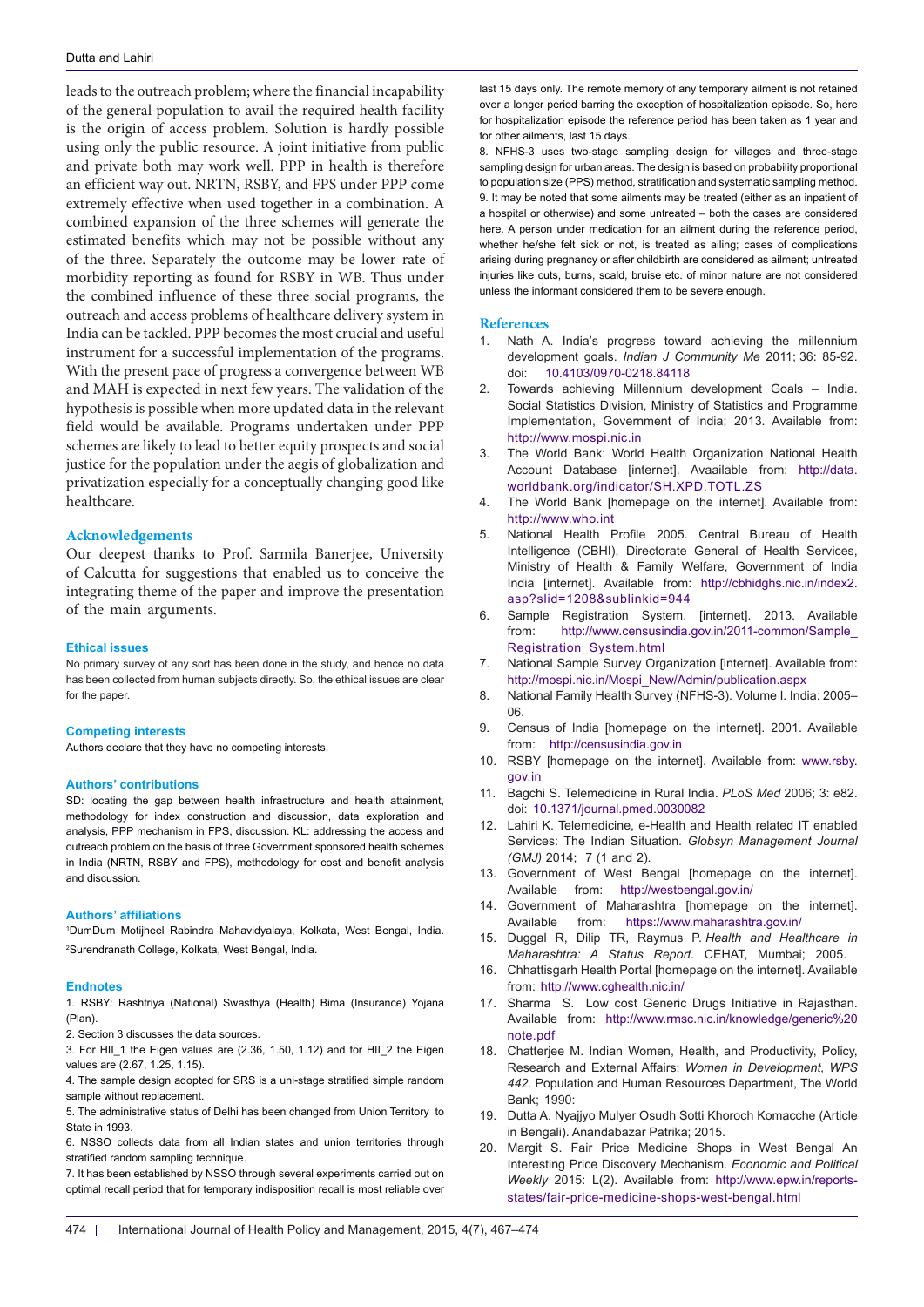leads to the outreach problem; where the financial incapability of the general population to avail the required health facility is the origin of access problem. Solution is hardly possible using only the public resource. A joint initiative from public and private both may work well. PPP in health is therefore an efficient way out. NRTN, RSBY, and FPS under PPP come extremely effective when used together in a combination. A combined expansion of the three schemes will generate the estimated benefits which may not be possible without any of the three. Separately the outcome may be lower rate of morbidity reporting as found for RSBY in WB. Thus under the combined influence of these three social programs, the outreach and access problems of healthcare delivery system in India can be tackled. PPP becomes the most crucial and useful instrument for a successful implementation of the programs. With the present pace of progress a convergence between WB and MAH is expected in next few years. The validation of the hypothesis is possible when more updated data in the relevant field would be available. Programs undertaken under PPP schemes are likely to lead to better equity prospects and social justice for the population under the aegis of globalization and privatization especially for a conceptually changing good like healthcare.

## Acknowledgements

Our deepest thanks to Prof. Sarmila Banerjee, University of Calcutta for suggestions that enabled us to conceive the integrating theme of the paper and improve the presentation of the main arguments.

### Ethical issues

No primary survey of any sort has been done in the study, and hence no data has been collected from human subjects directly. So, the ethical issues are clear for the paper.

### Competing interests

Authors declare that they have no competing interests.

### Authors' contributions

SD: locating the gap between health infrastructure and health attainment, methodology for index construction and discussion, data exploration and analysis, PPP mechanism in FPS, discussion. KL: addressing the access and outreach problem on the basis of three Government sponsored health schemes in India (NRTN, RSBY and FPS), methodology for cost and benefit analysis and discussion.

### Authors' affiliations

[1]DumDum Motijheel Rabindra Mahavidyalaya, Kolkata, West Bengal, India.
[2]Surendranath College, Kolkata, West Bengal, India.

### Endnotes

1. RSBY: Rashtriya (National) Swasthya (Health) Bima (Insurance) Yojana (Plan).
2. Section 3 discusses the data sources.
3. For HII_1 the Eigen values are (2.36, 1.50, 1.12) and for HII_2 the Eigen values are (2.67, 1.25, 1.15).
4. The sample design adopted for SRS is a uni-stage stratified simple random sample without replacement.
5. The administrative status of Delhi has been changed from Union Territory to State in 1993.
6. NSSO collects data from all Indian states and union territories through stratified random sampling technique.
7. It has been established by NSSO through several experiments carried out on optimal recall period that for temporary indisposition recall is most reliable over last 15 days only. The remote memory of any temporary ailment is not retained over a longer period barring the exception of hospitalization episode. So, here for hospitalization episode the reference period has been taken as 1 year and for other ailments, last 15 days.
8. NFHS-3 uses two-stage sampling design for villages and three-stage sampling design for urban areas. The design is based on probability proportional to population size (PPS) method, stratification and systematic sampling method.
9. It may be noted that some ailments may be treated (either as an inpatient of a hospital or otherwise) and some untreated – both the cases are considered here. A person under medication for an ailment during the reference period, whether he/she felt sick or not, is treated as ailing; cases of complications arising during pregnancy or after childbirth are considered as ailment; untreated injuries like cuts, burns, scald, bruise etc. of minor nature are not considered unless the informant considered them to be severe enough.

## References

1. Nath A. India's progress toward achieving the millennium development goals. *Indian J Community Me* 2011; 36: 85-92. doi: 10.4103/0970-0218.84118
2. Towards achieving Millennium development Goals – India. Social Statistics Division, Ministry of Statistics and Programme Implementation, Government of India; 2013. Available from: http://www.mospi.nic.in
3. The World Bank: World Health Organization National Health Account Database [internet]. Avaailable from: http://data.worldbank.org/indicator/SH.XPD.TOTL.ZS
4. The World Bank [homepage on the internet]. Available from: http://www.who.int
5. National Health Profile 2005. Central Bureau of Health Intelligence (CBHI), Directorate General of Health Services, Ministry of Health & Family Welfare, Government of India India [internet]. Available from: http://cbhidghs.nic.in/index2.asp?slid=1208&sublinkid=944
6. Sample Registration System. [internet]. 2013. Available from: http://www.censusindia.gov.in/2011-common/Sample_Registration_System.html
7. National Sample Survey Organization [internet]. Available from: http://mospi.nic.in/Mospi_New/Admin/publication.aspx
8. National Family Health Survey (NFHS-3). Volume I. India: 2005–06.
9. Census of India [homepage on the internet]. 2001. Available from: http://censusindia.gov.in
10. RSBY [homepage on the internet]. Available from: www.rsby.gov.in
11. Bagchi S. Telemedicine in Rural India. *PLoS Med* 2006; 3: e82. doi: 10.1371/journal.pmed.0030082
12. Lahiri K. Telemedicine, e-Health and Health related IT enabled Services: The Indian Situation. *Globsyn Management Journal (GMJ)* 2014; 7 (1 and 2).
13. Government of West Bengal [homepage on the internet]. Available from: http://westbengal.gov.in/
14. Government of Maharashtra [homepage on the internet]. Available from: https://www.maharashtra.gov.in/
15. Duggal R, Dilip TR, Raymus P. *Health and Healthcare in Maharashtra: A Status Report.* CEHAT, Mumbai; 2005.
16. Chhattisgarh Health Portal [homepage on the internet]. Available from: http://www.cghealth.nic.in/
17. Sharma S. Low cost Generic Drugs Initiative in Rajasthan. Available from: http://www.rmsc.nic.in/knowledge/generic%20note.pdf
18. Chatterjee M. Indian Women, Health, and Productivity, Policy, Research and External Affairs: *Women in Development, WPS 442.* Population and Human Resources Department, The World Bank; 1990:
19. Dutta A. Nyajjyo Mulyer Osudh Sotti Khoroch Komacche (Article in Bengali). Anandabazar Patrika; 2015.
20. Margit S. Fair Price Medicine Shops in West Bengal An Interesting Price Discovery Mechanism. *Economic and Political Weekly* 2015: L(2). Available from: http://www.epw.in/reports-states/fair-price-medicine-shops-west-bengal.html